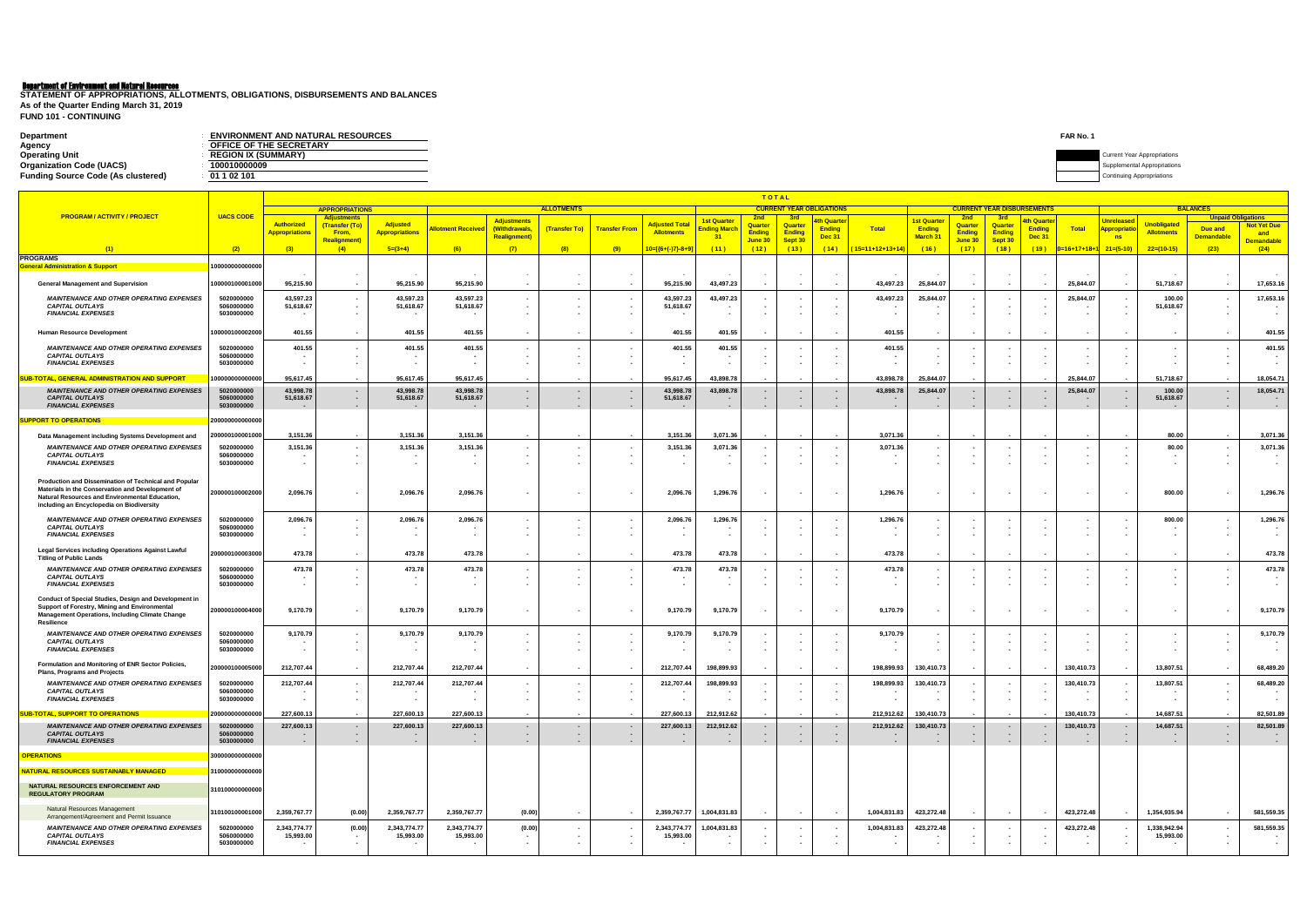**Department of Environment and Natural Resources**

**STATEMENT OF APPROPRIATIONS, ALLOTMENTS, OBLIGATIONS, DISBURSEMENTS AND BALANCES**

**As of the Quarter Ending March 31, 2019**

**FUND 101 - CONTINUING**

| | | |
|---|---|---|
| Department | : | ENVIRONMENT AND NATURAL RESOURCES |
| Agency | : | OFFICE OF THE SECRETARY |
| Operating Unit | : | REGION IX (SUMMARY) |
| Organization Code (UACS) | : | 100010000009 |
| Funding Source Code (As clustered) | : | 01 1 02 101 |

FAR No. 1

Current Year Appropriations
Supplemental Appropriations
Continuing Appropriations

| PROGRAM / ACTIVITY / PROJECT | UACS CODE | APPROPRIATIONS | | | ALLOTMENTS | | | | | CURRENT YEAR OBLIGATIONS | | | | | CURRENT YEAR DISBURSEMENTS | | | | | BALANCES | | | | |
|---|---|---|---|---|---|---|---|---|---|---|---|---|---|---|---|---|---|---|---|---|---|---|---|---|
| | | Authorized Appropriations | Adjustments (Transfer (To) From, Realignment) | Adjusted Appropriations | Allotment Received | Adjustments (Withdrawals, Realignment) | (Transfer To) | Transfer From | Adjusted Total Allotments | 1st Quarter Ending March 31 | 2nd Quarter Ending June 30 | 3rd Quarter Ending Sept 30 | 4th Quarter Ending Dec 31 | Total | 1st Quarter Ending March 31 | 2nd Quarter Ending June 30 | 3rd Quarter Ending Sept 30 | 4th Quarter Ending Dec 31 | Total | Unreleased Appropriations | Unobligated Allotments | Unpaid Obligations: Due and Demandable | Unpaid Obligations: Not Yet Due and Demandable |
| (1) | (2) | (3) | (4) | 5=(3+4) | (6) | (7) | (8) | (9) | 10=[(6+(-)7)-8+9] | (11) | (12) | (13) | (14) | (15=11+12+13+14) | (16) | (17) | (18) | (19) | 20=16+17+18+19 | 21=(5-10) | 22=(10-15) | (23) | (24) |
| **PROGRAMS** | | | | | | | | | | | | | | | | | | | | | | | |
| **General Administration & Support** | 100000000000000 | | | | | | | | | | | | | | | | | | | | | | |
| General Management and Supervision | 100000100001000 | 95,215.90 | - | 95,215.90 | 95,215.90 | - | - | - | 95,215.90 | 43,497.23 | - | - | - | 43,497.23 | 25,844.07 | - | - | - | 25,844.07 | - | 51,718.67 | - | 17,653.16 |
| *MAINTENANCE AND OTHER OPERATING EXPENSES* | 5020000000 | 43,597.23 | - | 43,597.23 | 43,597.23 | - | - | - | 43,597.23 | 43,497.23 | - | - | - | 43,497.23 | 25,844.07 | - | - | - | 25,844.07 | - | 100.00 | - | 17,653.16 |
| *CAPITAL OUTLAYS* | 5060000000 | 51,618.67 | - | 51,618.67 | 51,618.67 | - | - | - | 51,618.67 | - | - | - | - | - | - | - | - | - | - | - | 51,618.67 | - | - |
| *FINANCIAL EXPENSES* | 5030000000 | - | - | - | - | - | - | - | - | - | - | - | - | - | - | - | - | - | - | - | - | - | - |
| Human Resource Development | 100000100002000 | 401.55 | - | 401.55 | 401.55 | - | - | - | 401.55 | 401.55 | - | - | - | 401.55 | - | - | - | - | - | - | - | - | 401.55 |
| *MAINTENANCE AND OTHER OPERATING EXPENSES* | 5020000000 | 401.55 | - | 401.55 | 401.55 | - | - | - | 401.55 | 401.55 | - | - | - | 401.55 | - | - | - | - | - | - | - | - | 401.55 |
| *CAPITAL OUTLAYS* | 5060000000 | - | - | - | - | - | - | - | - | - | - | - | - | - | - | - | - | - | - | - | - | - | - |
| *FINANCIAL EXPENSES* | 5030000000 | - | - | - | - | - | - | - | - | - | - | - | - | - | - | - | - | - | - | - | - | - | - |
| **SUB-TOTAL, GENERAL ADMINISTRATION AND SUPPORT** | 100000000000000 | 95,617.45 | - | 95,617.45 | 95,617.45 | - | - | - | 95,617.45 | 43,898.78 | - | - | - | 43,898.78 | 25,844.07 | - | - | - | 25,844.07 | - | 51,718.67 | - | 18,054.71 |
| *MAINTENANCE AND OTHER OPERATING EXPENSES* | 5020000000 | 43,998.78 | - | 43,998.78 | 43,998.78 | - | - | - | 43,998.78 | 43,898.78 | - | - | - | 43,898.78 | 25,844.07 | - | - | - | 25,844.07 | - | 100.00 | - | 18,054.71 |
| *CAPITAL OUTLAYS* | 5060000000 | 51,618.67 | - | 51,618.67 | 51,618.67 | - | - | - | 51,618.67 | - | - | - | - | - | - | - | - | - | - | - | 51,618.67 | - | - |
| *FINANCIAL EXPENSES* | 5030000000 | - | - | - | - | - | - | - | - | - | - | - | - | - | - | - | - | - | - | - | - | - | - |
| **SUPPORT TO OPERATIONS** | 200000000000000 | | | | | | | | | | | | | | | | | | | | | | |
| Data Management including Systems Development and | 200000100001000 | 3,151.36 | - | 3,151.36 | 3,151.36 | - | - | - | 3,151.36 | 3,071.36 | - | - | - | 3,071.36 | - | - | - | - | - | - | 80.00 | - | 3,071.36 |
| *MAINTENANCE AND OTHER OPERATING EXPENSES* | 5020000000 | 3,151.36 | - | 3,151.36 | 3,151.36 | - | - | - | 3,151.36 | 3,071.36 | - | - | - | 3,071.36 | - | - | - | - | - | - | 80.00 | - | 3,071.36 |
| *CAPITAL OUTLAYS* | 5060000000 | - | - | - | - | - | - | - | - | - | - | - | - | - | - | - | - | - | - | - | - | - | - |
| *FINANCIAL EXPENSES* | 5030000000 | - | - | - | - | - | - | - | - | - | - | - | - | - | - | - | - | - | - | - | - | - | - |
| Production and Dissemination of Technical and Popular Materials in the Conservation and Development of Natural Resources and Environmental Education, including an Encyclopedia on Biodiversity | 200000100002000 | 2,096.76 | - | 2,096.76 | 2,096.76 | - | - | - | 2,096.76 | 1,296.76 | - | - | - | 1,296.76 | - | - | - | - | - | - | 800.00 | - | 1,296.76 |
| *MAINTENANCE AND OTHER OPERATING EXPENSES* | 5020000000 | 2,096.76 | - | 2,096.76 | 2,096.76 | - | - | - | 2,096.76 | 1,296.76 | - | - | - | 1,296.76 | - | - | - | - | - | - | 800.00 | - | 1,296.76 |
| *CAPITAL OUTLAYS* | 5060000000 | - | - | - | - | - | - | - | - | - | - | - | - | - | - | - | - | - | - | - | - | - | - |
| *FINANCIAL EXPENSES* | 5030000000 | - | - | - | - | - | - | - | - | - | - | - | - | - | - | - | - | - | - | - | - | - | - |
| Legal Services including Operations Against Lawful Titling of Public Lands | 200000100003000 | 473.78 | - | 473.78 | 473.78 | - | - | - | 473.78 | 473.78 | - | - | - | 473.78 | - | - | - | - | - | - | - | - | 473.78 |
| *MAINTENANCE AND OTHER OPERATING EXPENSES* | 5020000000 | 473.78 | - | 473.78 | 473.78 | - | - | - | 473.78 | 473.78 | - | - | - | 473.78 | - | - | - | - | - | - | - | - | 473.78 |
| *CAPITAL OUTLAYS* | 5060000000 | - | - | - | - | - | - | - | - | - | - | - | - | - | - | - | - | - | - | - | - | - | - |
| *FINANCIAL EXPENSES* | 5030000000 | - | - | - | - | - | - | - | - | - | - | - | - | - | - | - | - | - | - | - | - | - | - |
| Conduct of Special Studies, Design and Development in Support of Forestry, Mining and Environmental Management Operations, Including Climate Change Resilience | 200000100004000 | 9,170.79 | - | 9,170.79 | 9,170.79 | - | - | - | 9,170.79 | 9,170.79 | - | - | - | 9,170.79 | - | - | - | - | - | - | - | - | 9,170.79 |
| *MAINTENANCE AND OTHER OPERATING EXPENSES* | 5020000000 | 9,170.79 | - | 9,170.79 | 9,170.79 | - | - | - | 9,170.79 | 9,170.79 | - | - | - | 9,170.79 | - | - | - | - | - | - | - | - | 9,170.79 |
| *CAPITAL OUTLAYS* | 5060000000 | - | - | - | - | - | - | - | - | - | - | - | - | - | - | - | - | - | - | - | - | - | - |
| *FINANCIAL EXPENSES* | 5030000000 | - | - | - | - | - | - | - | - | - | - | - | - | - | - | - | - | - | - | - | - | - | - |
| Formulation and Monitoring of ENR Sector Policies, Plans, Programs and Projects | 200000100005000 | 212,707.44 | - | 212,707.44 | 212,707.44 | - | - | - | 212,707.44 | 198,899.93 | - | - | - | 198,899.93 | 130,410.73 | - | - | - | 130,410.73 | - | 13,807.51 | - | 68,489.20 |
| *MAINTENANCE AND OTHER OPERATING EXPENSES* | 5020000000 | 212,707.44 | - | 212,707.44 | 212,707.44 | - | - | - | 212,707.44 | 198,899.93 | - | - | - | 198,899.93 | 130,410.73 | - | - | - | 130,410.73 | - | 13,807.51 | - | 68,489.20 |
| *CAPITAL OUTLAYS* | 5060000000 | - | - | - | - | - | - | - | - | - | - | - | - | - | - | - | - | - | - | - | - | - | - |
| *FINANCIAL EXPENSES* | 5030000000 | - | - | - | - | - | - | - | - | - | - | - | - | - | - | - | - | - | - | - | - | - | - |
| **SUB-TOTAL, SUPPORT TO OPERATIONS** | 200000000000000 | 227,600.13 | - | 227,600.13 | 227,600.13 | - | - | - | 227,600.13 | 212,912.62 | - | - | - | 212,912.62 | 130,410.73 | - | - | - | 130,410.73 | - | 14,687.51 | - | 82,501.89 |
| *MAINTENANCE AND OTHER OPERATING EXPENSES* | 5020000000 | 227,600.13 | - | 227,600.13 | 227,600.13 | - | - | - | 227,600.13 | 212,912.62 | - | - | - | 212,912.62 | 130,410.73 | - | - | - | 130,410.73 | - | 14,687.51 | - | 82,501.89 |
| *CAPITAL OUTLAYS* | 5060000000 | - | - | - | - | - | - | - | - | - | - | - | - | - | - | - | - | - | - | - | - | - | - |
| *FINANCIAL EXPENSES* | 5030000000 | - | - | - | - | - | - | - | - | - | - | - | - | - | - | - | - | - | - | - | - | - | - |
| **OPERATIONS** | 300000000000000 | | | | | | | | | | | | | | | | | | | | | | |
| **NATURAL RESOURCES SUSTAINABLY MANAGED** | 310000000000000 | | | | | | | | | | | | | | | | | | | | | | |
| **NATURAL RESOURCES ENFORCEMENT AND REGULATORY PROGRAM** | 310100000000000 | | | | | | | | | | | | | | | | | | | | | | |
| Natural Resources Management Arrangement/Agreement and Permit Issuance | 310100100001000 | 2,359,767.77 | (0.00) | 2,359,767.77 | 2,359,767.77 | (0.00) | - | - | 2,359,767.77 | 1,004,831.83 | - | - | - | 1,004,831.83 | 423,272.48 | - | - | - | 423,272.48 | - | 1,354,935.94 | - | 581,559.35 |
| *MAINTENANCE AND OTHER OPERATING EXPENSES* | 5020000000 | 2,343,774.77 | (0.00) | 2,343,774.77 | 2,343,774.77 | (0.00) | - | - | 2,343,774.77 | 1,004,831.83 | - | - | - | 1,004,831.83 | 423,272.48 | - | - | - | 423,272.48 | - | 1,338,942.94 | - | 581,559.35 |
| *CAPITAL OUTLAYS* | 5060000000 | 15,993.00 | - | 15,993.00 | 15,993.00 | - | - | - | 15,993.00 | - | - | - | - | - | - | - | - | - | - | - | 15,993.00 | - | - |
| *FINANCIAL EXPENSES* | 5030000000 | - | - | - | - | - | - | - | - | - | - | - | - | - | - | - | - | - | - | - | - | - | - |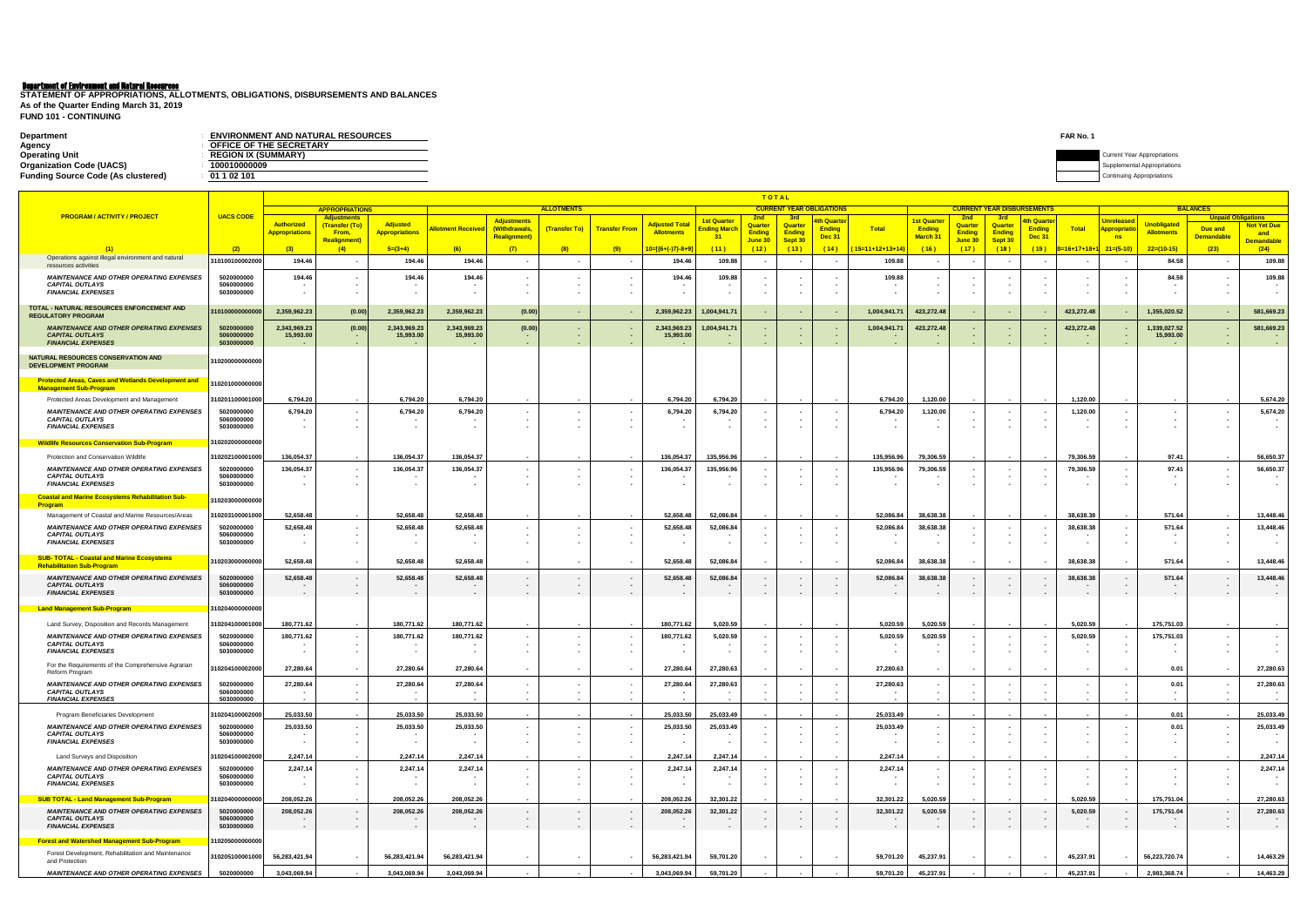**Department of Environment and Natural Resources**
**STATEMENT OF APPROPRIATIONS, ALLOTMENTS, OBLIGATIONS, DISBURSEMENTS AND BALANCES**
**As of the Quarter Ending March 31, 2019**
**FUND 101 - CONTINUING**

FAR No. 1

| | | |
|---|---|---|
| Department | : | ENVIRONMENT AND NATURAL RESOURCES |
| Agency | : | OFFICE OF THE SECRETARY |
| Operating Unit | : | REGION IX (SUMMARY) |
| Organization Code (UACS) | : | 100010000009 |
| Funding Source Code (As clustered) | : | 01 1 02 101 |

Current Year Appropriations
Supplemental Appropriations
Continuing Appropriations

| PROGRAM / ACTIVITY / PROJECT | UACS CODE | APPROPRIATIONS: Authorized Appropriations | APPROPRIATIONS: Adjustments (Transfer (To) From, Realignment) | APPROPRIATIONS: Adjusted Appropriations | ALLOTMENTS: Allotment Received | ALLOTMENTS: Adjustments (Withdrawals, Realignment) | ALLOTMENTS: (Transfer To) | ALLOTMENTS: Transfer From | ALLOTMENTS: Adjusted Total Allotments | OBLIGATIONS: 1st Quarter Ending March 31 | OBLIGATIONS: 2nd Quarter Ending June 30 | OBLIGATIONS: 3rd Quarter Ending Sept 30 | OBLIGATIONS: 4th Quarter Ending Dec 31 | OBLIGATIONS: Total | DISBURSEMENTS: 1st Quarter Ending March 31 | DISBURSEMENTS: 2nd Quarter Ending June 30 | DISBURSEMENTS: 3rd Quarter Ending Sept 30 | DISBURSEMENTS: 4th Quarter Ending Dec 31 | DISBURSEMENTS: Total | BALANCES: Unreleased Appropriations | BALANCES: Unobligated Allotments | Unpaid Obligations: Due and Demandable | Unpaid Obligations: Not Yet Due and Demandable |
|---|---|---|---|---|---|---|---|---|---|---|---|---|---|---|---|---|---|---|---|---|---|---|---|
| (1) | (2) | (3) | (4) | 5=(3+4) | (6) | (7) | (8) | (9) | 10=[(6+(-)7)-8+9] | (11) | (12) | (13) | (14) | 15=11+12+13+14 | (16) | (17) | (18) | (19) | 20=16+17+18+19 | 21=(5-10) | 22=(10-15) | (23) | (24) |
| Operations against illegal environment and natural resources activities | 310100100002000 | 194.46 | - | 194.46 | 194.46 | - | - | - | 194.46 | 109.88 | - | - | - | 109.88 | - | - | - | - | - | - | 84.58 | - | 109.88 |
| *MAINTENANCE AND OTHER OPERATING EXPENSES* | 5020000000 | 194.46 | - | 194.46 | 194.46 | - | - | - | 194.46 | 109.88 | - | - | - | 109.88 | - | - | - | - | - | - | 84.58 | - | 109.88 |
| *CAPITAL OUTLAYS* | 5060000000 | - | - | - | - | - | - | - | - | - | - | - | - | - | - | - | - | - | - | - | - | - | - |
| *FINANCIAL EXPENSES* | 5030000000 | - | - | - | - | - | - | - | - | - | - | - | - | - | - | - | - | - | - | - | - | - | - |
| **TOTAL - NATURAL RESOURCES ENFORCEMENT AND REGULATORY PROGRAM** | 310100000000000 | 2,359,962.23 | (0.00) | 2,359,962.23 | 2,359,962.23 | (0.00) | - | - | 2,359,962.23 | 1,004,941.71 | - | - | - | 1,004,941.71 | 423,272.48 | - | - | - | 423,272.48 | - | 1,355,020.52 | - | 581,669.23 |
| *MAINTENANCE AND OTHER OPERATING EXPENSES* | 5020000000 | 2,343,969.23 | (0.00) | 2,343,969.23 | 2,343,969.23 | (0.00) | - | - | 2,343,969.23 | 1,004,941.71 | - | - | - | 1,004,941.71 | 423,272.48 | - | - | - | 423,272.48 | - | 1,339,027.52 | - | 581,669.23 |
| *CAPITAL OUTLAYS* | 5060000000 | 15,993.00 | - | 15,993.00 | 15,993.00 | - | - | - | 15,993.00 | - | - | - | - | - | - | - | - | - | - | - | 15,993.00 | - | - |
| *FINANCIAL EXPENSES* | 5030000000 | - | - | - | - | - | - | - | - | - | - | - | - | - | - | - | - | - | - | - | - | - | - |
| **NATURAL RESOURCES CONSERVATION AND DEVELOPMENT PROGRAM** | 310200000000000 | | | | | | | | | | | | | | | | | | | | | | |
| **Protected Areas, Caves and Wetlands Development and Management Sub-Program** | 310201000000000 | | | | | | | | | | | | | | | | | | | | | | |
| Protected Areas Development and Management | 310201100001000 | 6,794.20 | - | 6,794.20 | 6,794.20 | - | - | - | 6,794.20 | 6,794.20 | - | - | - | 6,794.20 | 1,120.00 | - | - | - | 1,120.00 | - | - | - | 5,674.20 |
| *MAINTENANCE AND OTHER OPERATING EXPENSES* | 5020000000 | 6,794.20 | - | 6,794.20 | 6,794.20 | - | - | - | 6,794.20 | 6,794.20 | - | - | - | 6,794.20 | 1,120.00 | - | - | - | 1,120.00 | - | - | - | 5,674.20 |
| *CAPITAL OUTLAYS* | 5060000000 | - | - | - | - | - | - | - | - | - | - | - | - | - | - | - | - | - | - | - | - | - | - |
| *FINANCIAL EXPENSES* | 5030000000 | - | - | - | - | - | - | - | - | - | - | - | - | - | - | - | - | - | - | - | - | - | - |
| **Wildlife Resources Conservation Sub-Program** | 310202000000000 | | | | | | | | | | | | | | | | | | | | | | |
| Protection and Conservation Wildlife | 310202100001000 | 136,054.37 | - | 136,054.37 | 136,054.37 | - | - | - | 136,054.37 | 135,956.96 | - | - | - | 135,956.96 | 79,306.59 | - | - | - | 79,306.59 | - | 97.41 | - | 56,650.37 |
| *MAINTENANCE AND OTHER OPERATING EXPENSES* | 5020000000 | 136,054.37 | - | 136,054.37 | 136,054.37 | - | - | - | 136,054.37 | 135,956.96 | - | - | - | 135,956.96 | 79,306.59 | - | - | - | 79,306.59 | - | 97.41 | - | 56,650.37 |
| *CAPITAL OUTLAYS* | 5060000000 | - | - | - | - | - | - | - | - | - | - | - | - | - | - | - | - | - | - | - | - | - | - |
| *FINANCIAL EXPENSES* | 5030000000 | - | - | - | - | - | - | - | - | - | - | - | - | - | - | - | - | - | - | - | - | - | - |
| **Coastal and Marine Ecosystems Rehabilitation Sub-Program** | 310203000000000 | | | | | | | | | | | | | | | | | | | | | | |
| Management of Coastal and Marine Resources/Areas | 310203100001000 | 52,658.48 | - | 52,658.48 | 52,658.48 | - | - | - | 52,658.48 | 52,086.84 | - | - | - | 52,086.84 | 38,638.38 | - | - | - | 38,638.38 | - | 571.64 | - | 13,448.46 |
| *MAINTENANCE AND OTHER OPERATING EXPENSES* | 5020000000 | 52,658.48 | - | 52,658.48 | 52,658.48 | - | - | - | 52,658.48 | 52,086.84 | - | - | - | 52,086.84 | 38,638.38 | - | - | - | 38,638.38 | - | 571.64 | - | 13,448.46 |
| *CAPITAL OUTLAYS* | 5060000000 | - | - | - | - | - | - | - | - | - | - | - | - | - | - | - | - | - | - | - | - | - | - |
| *FINANCIAL EXPENSES* | 5030000000 | - | - | - | - | - | - | - | - | - | - | - | - | - | - | - | - | - | - | - | - | - | - |
| **SUB- TOTAL - Coastal and Marine Ecosystems Rehabilitation Sub-Program** | 310203000000000 | 52,658.48 | - | 52,658.48 | 52,658.48 | - | - | - | 52,658.48 | 52,086.84 | - | - | - | 52,086.84 | 38,638.38 | - | - | - | 38,638.38 | - | 571.64 | - | 13,448.46 |
| *MAINTENANCE AND OTHER OPERATING EXPENSES* | 5020000000 | 52,658.48 | - | 52,658.48 | 52,658.48 | - | - | - | 52,658.48 | 52,086.84 | - | - | - | 52,086.84 | 38,638.38 | - | - | - | 38,638.38 | - | 571.64 | - | 13,448.46 |
| *CAPITAL OUTLAYS* | 5060000000 | - | - | - | - | - | - | - | - | - | - | - | - | - | - | - | - | - | - | - | - | - | - |
| *FINANCIAL EXPENSES* | 5030000000 | - | - | - | - | - | - | - | - | - | - | - | - | - | - | - | - | - | - | - | - | - | - |
| **Land Management Sub-Program** | 310204000000000 | | | | | | | | | | | | | | | | | | | | | | |
| Land Survey, Disposition and Records Management | 310204100001000 | 180,771.62 | - | 180,771.62 | 180,771.62 | - | - | - | 180,771.62 | 5,020.59 | - | - | - | 5,020.59 | 5,020.59 | - | - | - | 5,020.59 | - | 175,751.03 | - | - |
| *MAINTENANCE AND OTHER OPERATING EXPENSES* | 5020000000 | 180,771.62 | - | 180,771.62 | 180,771.62 | - | - | - | 180,771.62 | 5,020.59 | - | - | - | 5,020.59 | 5,020.59 | - | - | - | 5,020.59 | - | 175,751.03 | - | - |
| *CAPITAL OUTLAYS* | 5060000000 | - | - | - | - | - | - | - | - | - | - | - | - | - | - | - | - | - | - | - | - | - | - |
| *FINANCIAL EXPENSES* | 5030000000 | - | - | - | - | - | - | - | - | - | - | - | - | - | - | - | - | - | - | - | - | - | - |
| For the Requirements of the Comprehensive Agrarian Reform Program | 310204100002000 | 27,280.64 | - | 27,280.64 | 27,280.64 | - | - | - | 27,280.64 | 27,280.63 | - | - | - | 27,280.63 | - | - | - | - | - | - | 0.01 | - | 27,280.63 |
| *MAINTENANCE AND OTHER OPERATING EXPENSES* | 5020000000 | 27,280.64 | - | 27,280.64 | 27,280.64 | - | - | - | 27,280.64 | 27,280.63 | - | - | - | 27,280.63 | - | - | - | - | - | - | 0.01 | - | 27,280.63 |
| *CAPITAL OUTLAYS* | 5060000000 | - | - | - | - | - | - | - | - | - | - | - | - | - | - | - | - | - | - | - | - | - | - |
| *FINANCIAL EXPENSES* | 5030000000 | - | - | - | - | - | - | - | - | - | - | - | - | - | - | - | - | - | - | - | - | - | - |
| Program Beneficiaries Development | 310204100002000 | 25,033.50 | - | 25,033.50 | 25,033.50 | - | - | - | 25,033.50 | 25,033.49 | - | - | - | 25,033.49 | - | - | - | - | - | - | 0.01 | - | 25,033.49 |
| *MAINTENANCE AND OTHER OPERATING EXPENSES* | 5020000000 | 25,033.50 | - | 25,033.50 | 25,033.50 | - | - | - | 25,033.50 | 25,033.49 | - | - | - | 25,033.49 | - | - | - | - | - | - | 0.01 | - | 25,033.49 |
| *CAPITAL OUTLAYS* | 5060000000 | - | - | - | - | - | - | - | - | - | - | - | - | - | - | - | - | - | - | - | - | - | - |
| *FINANCIAL EXPENSES* | 5030000000 | - | - | - | - | - | - | - | - | - | - | - | - | - | - | - | - | - | - | - | - | - | - |
| Land Surveys and Disposition | 310204100002000 | 2,247.14 | - | 2,247.14 | 2,247.14 | - | - | - | 2,247.14 | 2,247.14 | - | - | - | 2,247.14 | - | - | - | - | - | - | - | - | 2,247.14 |
| *MAINTENANCE AND OTHER OPERATING EXPENSES* | 5020000000 | 2,247.14 | - | 2,247.14 | 2,247.14 | - | - | - | 2,247.14 | 2,247.14 | - | - | - | 2,247.14 | - | - | - | - | - | - | - | - | 2,247.14 |
| *CAPITAL OUTLAYS* | 5060000000 | - | - | - | - | - | - | - | - | - | - | - | - | - | - | - | - | - | - | - | - | - | - |
| *FINANCIAL EXPENSES* | 5030000000 | - | - | - | - | - | - | - | - | - | - | - | - | - | - | - | - | - | - | - | - | - | - |
| **SUB TOTAL - Land Management Sub-Program** | 310204000000000 | 208,052.26 | - | 208,052.26 | 208,052.26 | - | - | - | 208,052.26 | 32,301.22 | - | - | - | 32,301.22 | 5,020.59 | - | - | - | 5,020.59 | - | 175,751.04 | - | 27,280.63 |
| *MAINTENANCE AND OTHER OPERATING EXPENSES* | 5020000000 | 208,052.26 | - | 208,052.26 | 208,052.26 | - | - | - | 208,052.26 | 32,301.22 | - | - | - | 32,301.22 | 5,020.59 | - | - | - | 5,020.59 | - | 175,751.04 | - | 27,280.63 |
| *CAPITAL OUTLAYS* | 5060000000 | - | - | - | - | - | - | - | - | - | - | - | - | - | - | - | - | - | - | - | - | - | - |
| *FINANCIAL EXPENSES* | 5030000000 | - | - | - | - | - | - | - | - | - | - | - | - | - | - | - | - | - | - | - | - | - | - |
| **Forest and Watershed Management Sub-Program** | 310205000000000 | | | | | | | | | | | | | | | | | | | | | | |
| Forest Development, Rehabilitation and Maintenance and Protection | 310205100001000 | 56,283,421.94 | - | 56,283,421.94 | 56,283,421.94 | - | - | - | 56,283,421.94 | 59,701.20 | - | - | - | 59,701.20 | 45,237.91 | - | - | - | 45,237.91 | - | 56,223,720.74 | - | 14,463.29 |
| *MAINTENANCE AND OTHER OPERATING EXPENSES* | 5020000000 | 3,043,069.94 | - | 3,043,069.94 | 3,043,069.94 | - | - | - | 3,043,069.94 | 59,701.20 | - | - | - | 59,701.20 | 45,237.91 | - | - | - | 45,237.91 | - | 2,983,368.74 | - | 14,463.29 |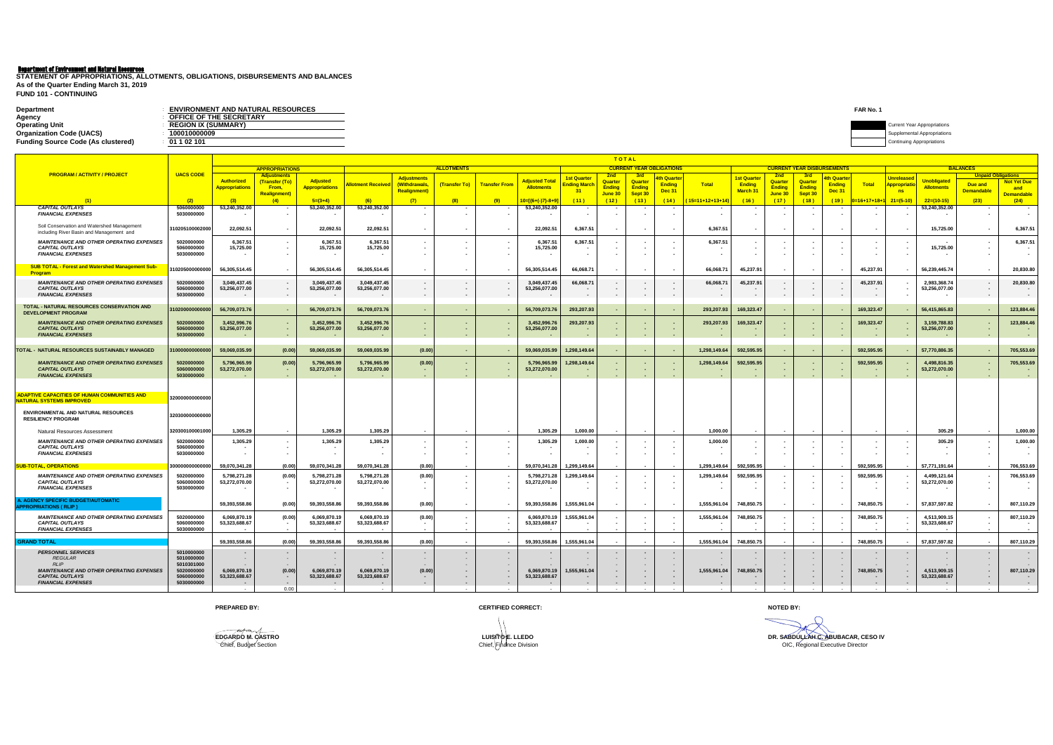**Department of Environment and Natural Resources**

**STATEMENT OF APPROPRIATIONS, ALLOTMENTS, OBLIGATIONS, DISBURSEMENTS AND BALANCES**

**As of the Quarter Ending March 31, 2019**

**FUND 101 - CONTINUING**

FAR No. 1

| | | |
|---|---|---|
| Department | : | ENVIRONMENT AND NATURAL RESOURCES |
| Agency | : | OFFICE OF THE SECRETARY |
| Operating Unit | : | REGION IX (SUMMARY) |
| Organization Code (UACS) | : | 100010000009 |
| Funding Source Code (As clustered) | : | 01 1 02 101 |

Current Year Appropriations
Supplemental Appropriations
Continuing Appropriations

| PROGRAM / ACTIVITY / PROJECT | UACS CODE | APPROPRIATIONS | | | ALLOTMENTS | | | | | CURRENT YEAR OBLIGATIONS | | | | | CURRENT YEAR DISBURSEMENTS | | | | | BALANCES | | | |
|---|---|---|---|---|---|---|---|---|---|---|---|---|---|---|---|---|---|---|---|---|---|---|---|
| | | Authorized Appropriations | Adjustments (Transfer (To) From, Realignment) | Adjusted Appropriations | Allotment Received | Adjustments (Withdrawals, Realignment) | (Transfer To) | Transfer From | Adjusted Total Allotments | 1st Quarter Ending March 31 | 2nd Quarter Ending June 30 | 3rd Quarter Ending Sept 30 | 4th Quarter Ending Dec 31 | Total | 1st Quarter Ending March 31 | 2nd Quarter Ending June 30 | 3rd Quarter Ending Sept 30 | 4th Quarter Ending Dec 31 | Total | Unreleased Appropriations | Unobligated Allotments | Unpaid Obligations: Due and Demandable | Unpaid Obligations: Not Yet Due and Demandable |
| (1) | (2) | (3) | (4) | 5=(3+4) | (6) | (7) | (8) | (9) | 10=[{6+(-)7}-8+9] | (11) | (12) | (13) | (14) | (15=11+12+13+14) | (16) | (17) | (18) | (19) | 20=16+17+18+19 | 21=(5-10) | 22=(10-15) | (23) | (24) |
| *CAPITAL OUTLAYS* | 5060000000 | 53,240,352.00 | - | 53,240,352.00 | 53,240,352.00 | - | - | - | 53,240,352.00 | - | - | - | - | - | - | - | - | - | - | - | 53,240,352.00 | - | - |
| *FINANCIAL EXPENSES* | 5030000000 | - | - | - | - | - | - | - | - | - | - | - | - | - | - | - | - | - | - | - | - | - | - |
| Soil Conservation and Watershed Management including River Basin and Management and | 310205100002000 | 22,092.51 | - | 22,092.51 | 22,092.51 | - | - | - | 22,092.51 | 6,367.51 | - | - | - | 6,367.51 | - | - | - | - | - | - | 15,725.00 | - | 6,367.51 |
| *MAINTENANCE AND OTHER OPERATING EXPENSES* | 5020000000 | 6,367.51 | - | 6,367.51 | 6,367.51 | - | - | - | 6,367.51 | 6,367.51 | - | - | - | 6,367.51 | - | - | - | - | - | - | - | - | 6,367.51 |
| *CAPITAL OUTLAYS* | 5060000000 | 15,725.00 | - | 15,725.00 | 15,725.00 | - | - | - | 15,725.00 | - | - | - | - | - | - | - | - | - | - | - | 15,725.00 | - | - |
| *FINANCIAL EXPENSES* | 5030000000 | - | - | - | - | - | - | - | - | - | - | - | - | - | - | - | - | - | - | - | - | - | - |
| **SUB TOTAL - Forest and Watershed Management Sub-Program** | 310205000000000 | 56,305,514.45 | - | 56,305,514.45 | 56,305,514.45 | - | - | - | 56,305,514.45 | 66,068.71 | - | - | - | 66,068.71 | 45,237.91 | - | - | - | 45,237.91 | - | 56,239,445.74 | - | 20,830.80 |
| *MAINTENANCE AND OTHER OPERATING EXPENSES* | 5020000000 | 3,049,437.45 | - | 3,049,437.45 | 3,049,437.45 | - | - | - | 3,049,437.45 | 66,068.71 | - | - | - | 66,068.71 | 45,237.91 | - | - | - | 45,237.91 | - | 2,983,368.74 | - | 20,830.80 |
| *CAPITAL OUTLAYS* | 5060000000 | 53,256,077.00 | - | 53,256,077.00 | 53,256,077.00 | - | - | - | 53,256,077.00 | - | - | - | - | - | - | - | - | - | - | - | 53,256,077.00 | - | - |
| *FINANCIAL EXPENSES* | 5030000000 | - | - | - | - | - | - | - | - | - | - | - | - | - | - | - | - | - | - | - | - | - | - |
| **TOTAL - NATURAL RESOURCES CONSERVATION AND DEVELOPMENT PROGRAM** | 310200000000000 | 56,709,073.76 | - | 56,709,073.76 | 56,709,073.76 | - | - | - | 56,709,073.76 | 293,207.93 | - | - | - | 293,207.93 | 169,323.47 | - | - | - | 169,323.47 | - | 56,415,865.83 | - | 123,884.46 |
| *MAINTENANCE AND OTHER OPERATING EXPENSES* | 5020000000 | 3,452,996.76 | - | 3,452,996.76 | 3,452,996.76 | - | - | - | 3,452,996.76 | 293,207.93 | - | - | - | 293,207.93 | 169,323.47 | - | - | - | 169,323.47 | - | 3,159,788.83 | - | 123,884.46 |
| *CAPITAL OUTLAYS* | 5060000000 | 53,256,077.00 | - | 53,256,077.00 | 53,256,077.00 | - | - | - | 53,256,077.00 | - | - | - | - | - | - | - | - | - | - | - | 53,256,077.00 | - | - |
| *FINANCIAL EXPENSES* | 5030000000 | - | - | - | - | - | - | - | - | - | - | - | - | - | - | - | - | - | - | - | - | - | - |
| **TOTAL - NATURAL RESOURCES SUSTAINABLY MANAGED** | 310000000000000 | 59,069,035.99 | (0.00) | 59,069,035.99 | 59,069,035.99 | (0.00) | - | - | 59,069,035.99 | 1,298,149.64 | - | - | - | 1,298,149.64 | 592,595.95 | - | - | - | 592,595.95 | - | 57,770,886.35 | - | 705,553.69 |
| *MAINTENANCE AND OTHER OPERATING EXPENSES* | 5020000000 | 5,796,965.99 | (0.00) | 5,796,965.99 | 5,796,965.99 | (0.00) | - | - | 5,796,965.99 | 1,298,149.64 | - | - | - | 1,298,149.64 | 592,595.95 | - | - | - | 592,595.95 | - | 4,498,816.35 | - | 705,553.69 |
| *CAPITAL OUTLAYS* | 5060000000 | 53,272,070.00 | - | 53,272,070.00 | 53,272,070.00 | - | - | - | 53,272,070.00 | - | - | - | - | - | - | - | - | - | - | - | 53,272,070.00 | - | - |
| *FINANCIAL EXPENSES* | 5030000000 | - | - | - | - | - | - | - | - | - | - | - | - | - | - | - | - | - | - | - | - | - | - |
| **ADAPTIVE CAPACITIES OF HUMAN COMMUNITIES AND NATURAL SYSTEMS IMPROVED** | 320000000000000 | | | | | | | | | | | | | | | | | | | | | | |
| **ENVIRONMENTAL AND NATURAL RESOURCES RESILIENCY PROGRAM** | 320300000000000 | | | | | | | | | | | | | | | | | | | | | | |
| Natural Resources Assessment | 320300100001000 | 1,305.29 | - | 1,305.29 | 1,305.29 | - | - | - | 1,305.29 | 1,000.00 | - | - | - | 1,000.00 | - | - | - | - | - | - | 305.29 | - | 1,000.00 |
| *MAINTENANCE AND OTHER OPERATING EXPENSES* | 5020000000 | 1,305.29 | - | 1,305.29 | 1,305.29 | - | - | - | 1,305.29 | 1,000.00 | - | - | - | 1,000.00 | - | - | - | - | - | - | 305.29 | - | 1,000.00 |
| *CAPITAL OUTLAYS* | 5060000000 | - | - | - | - | - | - | - | - | - | - | - | - | - | - | - | - | - | - | - | - | - | - |
| *FINANCIAL EXPENSES* | 5030000000 | - | - | - | - | - | - | - | - | - | - | - | - | - | - | - | - | - | - | - | - | - | - |
| **SUB-TOTAL, OPERATIONS** | 300000000000000 | 59,070,341.28 | (0.00) | 59,070,341.28 | 59,070,341.28 | (0.00) | - | - | 59,070,341.28 | 1,299,149.64 | - | - | - | 1,299,149.64 | 592,595.95 | - | - | - | 592,595.95 | - | 57,771,191.64 | - | 706,553.69 |
| *MAINTENANCE AND OTHER OPERATING EXPENSES* | 5020000000 | 5,798,271.28 | (0.00) | 5,798,271.28 | 5,798,271.28 | (0.00) | - | - | 5,798,271.28 | 1,299,149.64 | - | - | - | 1,299,149.64 | 592,595.95 | - | - | - | 592,595.95 | - | 4,499,121.64 | - | 706,553.69 |
| *CAPITAL OUTLAYS* | 5060000000 | 53,272,070.00 | - | 53,272,070.00 | 53,272,070.00 | - | - | - | 53,272,070.00 | - | - | - | - | - | - | - | - | - | - | - | 53,272,070.00 | - | - |
| *FINANCIAL EXPENSES* | 5030000000 | - | - | - | - | - | - | - | - | - | - | - | - | - | - | - | - | - | - | - | - | - | - |
| **A. AGENCY SPECIFIC BUDGET/AUTOMATIC APPROPRIATIONS ( RLIP )** | | 59,393,558.86 | (0.00) | 59,393,558.86 | 59,393,558.86 | (0.00) | - | - | 59,393,558.86 | 1,555,961.04 | - | - | - | 1,555,961.04 | 748,850.75 | - | - | - | 748,850.75 | - | 57,837,597.82 | - | 807,110.29 |
| *MAINTENANCE AND OTHER OPERATING EXPENSES* | 5020000000 | 6,069,870.19 | (0.00) | 6,069,870.19 | 6,069,870.19 | (0.00) | - | - | 6,069,870.19 | 1,555,961.04 | - | - | - | 1,555,961.04 | 748,850.75 | - | - | - | 748,850.75 | - | 4,513,909.15 | - | 807,110.29 |
| *CAPITAL OUTLAYS* | 5060000000 | 53,323,688.67 | - | 53,323,688.67 | 53,323,688.67 | - | - | - | 53,323,688.67 | - | - | - | - | - | - | - | - | - | - | - | 53,323,688.67 | - | - |
| *FINANCIAL EXPENSES* | 5030000000 | - | - | - | - | - | - | - | - | - | - | - | - | - | - | - | - | - | - | - | - | - | - |
| **GRAND TOTAL** | | 59,393,558.86 | (0.00) | 59,393,558.86 | 59,393,558.86 | (0.00) | - | - | 59,393,558.86 | 1,555,961.04 | - | - | - | 1,555,961.04 | 748,850.75 | - | - | - | 748,850.75 | - | 57,837,597.82 | - | 807,110.29 |
| *PERSONNEL SERVICES* | 5010000000 | - | - | - | - | - | - | - | - | - | - | - | - | - | - | - | - | - | - | - | - | - | - |
| *REGULAR* | 5010000000 | - | - | - | - | - | - | - | - | - | - | - | - | - | - | - | - | - | - | - | - | - | - |
| *RLIP* | 5010301000 | - | - | - | - | - | - | - | - | - | - | - | - | - | - | - | - | - | - | - | - | - | - |
| *MAINTENANCE AND OTHER OPERATING EXPENSES* | 5020000000 | 6,069,870.19 | (0.00) | 6,069,870.19 | 6,069,870.19 | (0.00) | - | - | 6,069,870.19 | 1,555,961.04 | - | - | - | 1,555,961.04 | 748,850.75 | - | - | - | 748,850.75 | - | 4,513,909.15 | - | 807,110.29 |
| *CAPITAL OUTLAYS* | 5060000000 | 53,323,688.67 | - | 53,323,688.67 | 53,323,688.67 | - | - | - | 53,323,688.67 | - | - | - | - | - | - | - | - | - | - | - | 53,323,688.67 | - | - |
| *FINANCIAL EXPENSES* | 5030000000 | - | - | - | - | - | - | - | - | - | - | - | - | - | - | - | - | - | - | - | - | - | - |
| | | - | 0.00 | - | - | - | - | - | - | - | - | - | - | - | - | - | - | - | - | - | - | - | - |

**PREPARED BY:**

**EDGARDO M. CASTRO**
Chief, Budget Section

**CERTIFIED CORRECT:**

**LUISITO E. LLEDO**
Chief, Finance Division

**NOTED BY:**

**DR. SABDULLAH C. ABUBACAR, CESO IV**
OIC, Regional Executive Director